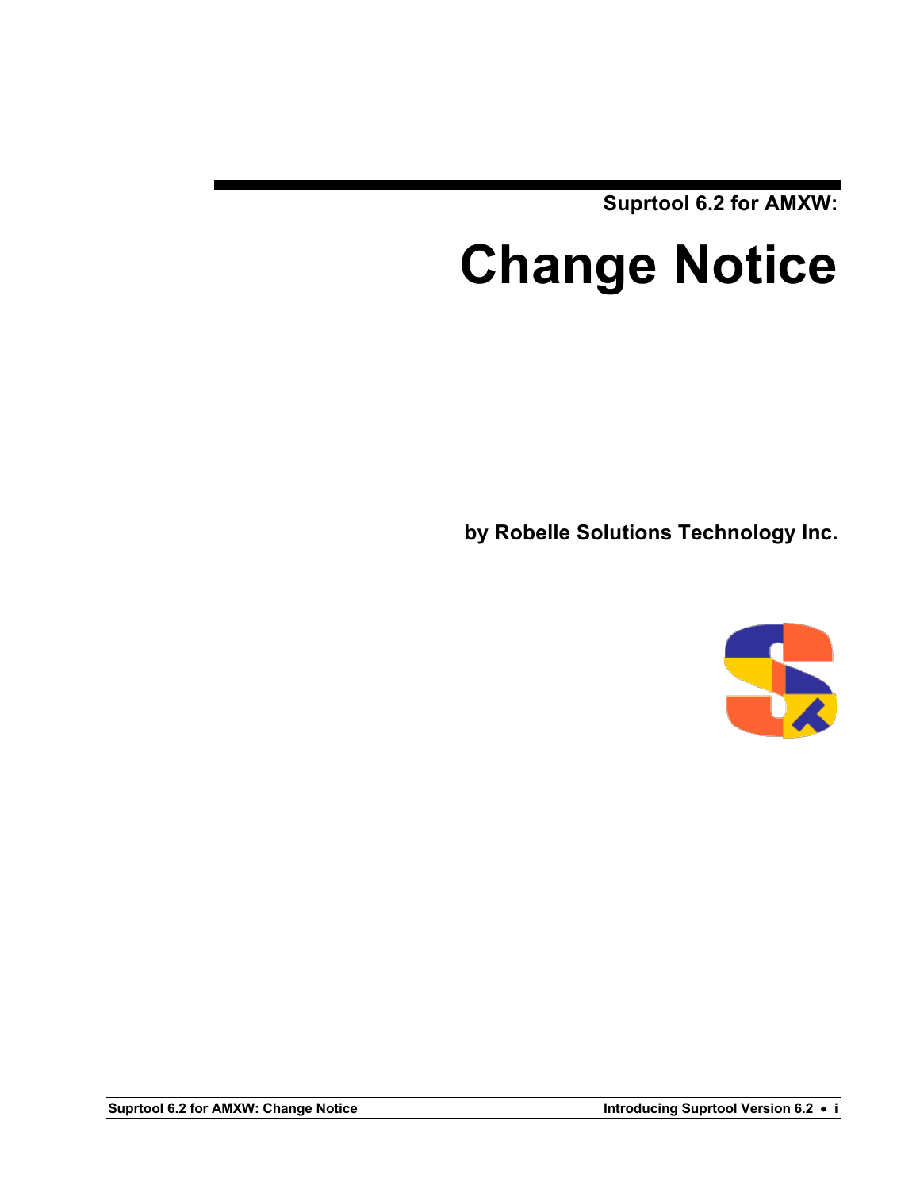Suprtool 6.2 for AMXW:

# Change Notice

**by Robelle Solutions Technology Inc.**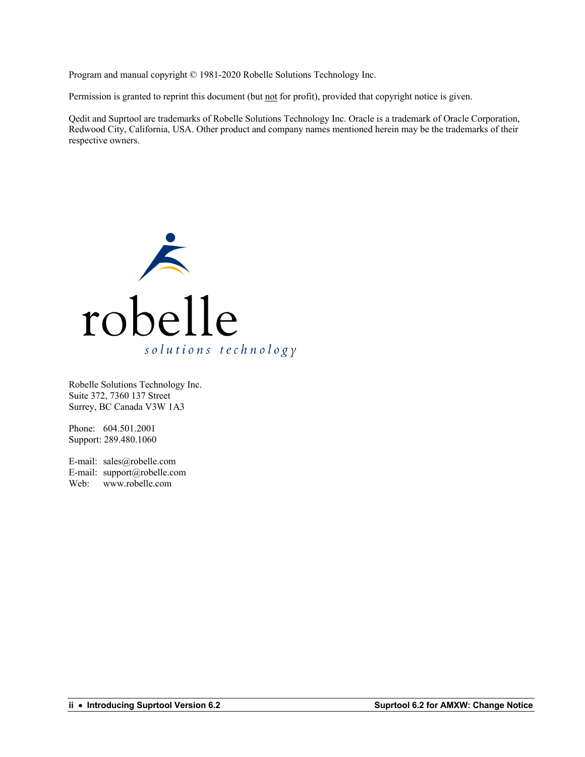Program and manual copyright © 1981-2020 Robelle Solutions Technology Inc.

Permission is granted to reprint this document (but not for profit), provided that copyright notice is given.

Qedit and Suprtool are trademarks of Robelle Solutions Technology Inc. Oracle is a trademark of Oracle Corporation, Redwood City, California, USA. Other product and company names mentioned herein may be the trademarks of their respective owners.

Robelle Solutions Technology Inc.
Suite 372, 7360 137 Street
Surrey, BC Canada V3W 1A3

Phone: 604.501.2001
Support: 289.480.1060

E-mail: sales@robelle.com
E-mail: support@robelle.com
Web: www.robelle.com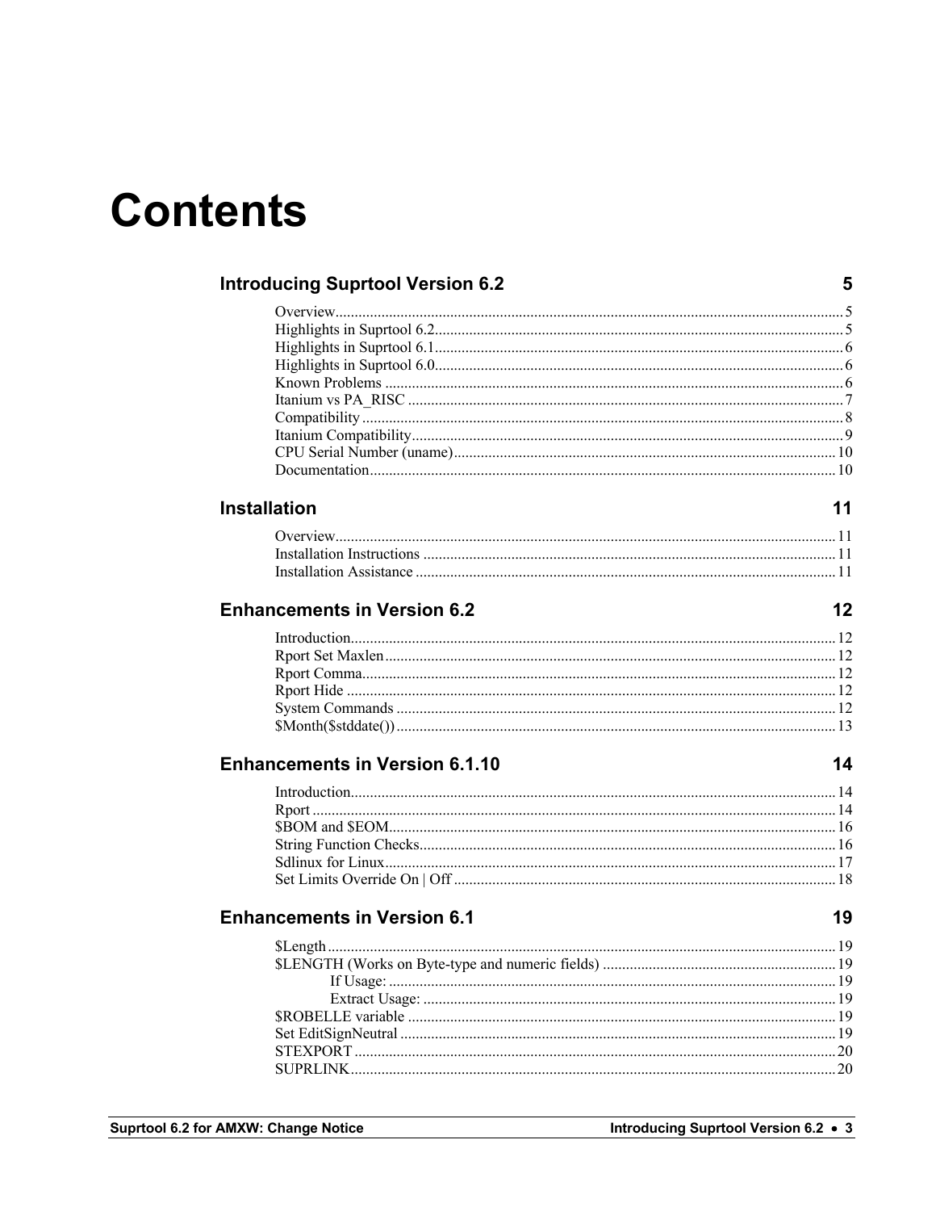# Contents

## Introducing Suprtool Version 6.2 — 5

- Overview — 5
- Highlights in Suprtool 6.2 — 5
- Highlights in Suprtool 6.1 — 6
- Highlights in Suprtool 6.0 — 6
- Known Problems — 6
- Itanium vs PA_RISC — 7
- Compatibility — 8
- Itanium Compatibility — 9
- CPU Serial Number (uname) — 10
- Documentation — 10

## Installation — 11

- Overview — 11
- Installation Instructions — 11
- Installation Assistance — 11

## Enhancements in Version 6.2 — 12

- Introduction — 12
- Rport Set Maxlen — 12
- Rport Comma — 12
- Rport Hide — 12
- System Commands — 12
- $Month($stddate()) — 13

## Enhancements in Version 6.1.10 — 14

- Introduction — 14
- Rport — 14
- $BOM and $EOM — 16
- String Function Checks — 16
- Sdlinux for Linux — 17
- Set Limits Override On | Off — 18

## Enhancements in Version 6.1 — 19

- $Length — 19
- $LENGTH (Works on Byte-type and numeric fields) — 19
    - If Usage: — 19
    - Extract Usage: — 19
- $ROBELLE variable — 19
- Set EditSignNeutral — 19
- STEXPORT — 20
- SUPRLINK — 20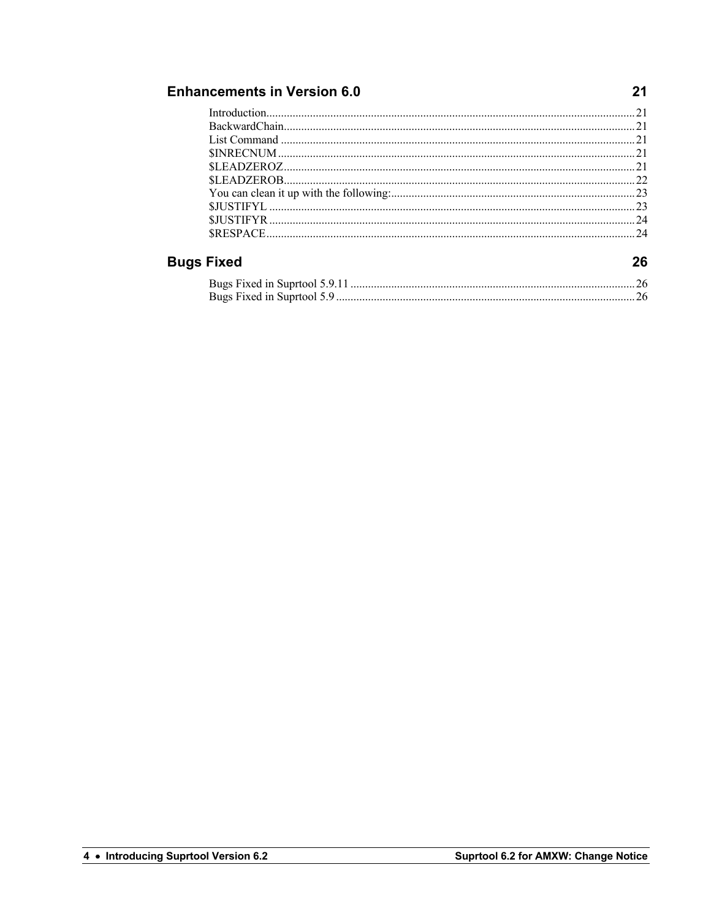## Enhancements in Version 6.0 21

Introduction ........................................................................ 21
BackwardChain ...................................................................... 21
List Command ........................................................................ 21
$INRECNUM ........................................................................ 21
$LEADZEROZ ........................................................................ 21
$LEADZEROB ........................................................................ 22
You can clean it up with the following: ...................................... 23
$JUSTIFYL ........................................................................ 23
$JUSTIFYR ........................................................................ 24
$RESPACE ........................................................................ 24

## Bugs Fixed 26

Bugs Fixed in Suprtool 5.9.11 ................................................ 26
Bugs Fixed in Suprtool 5.9 .................................................... 26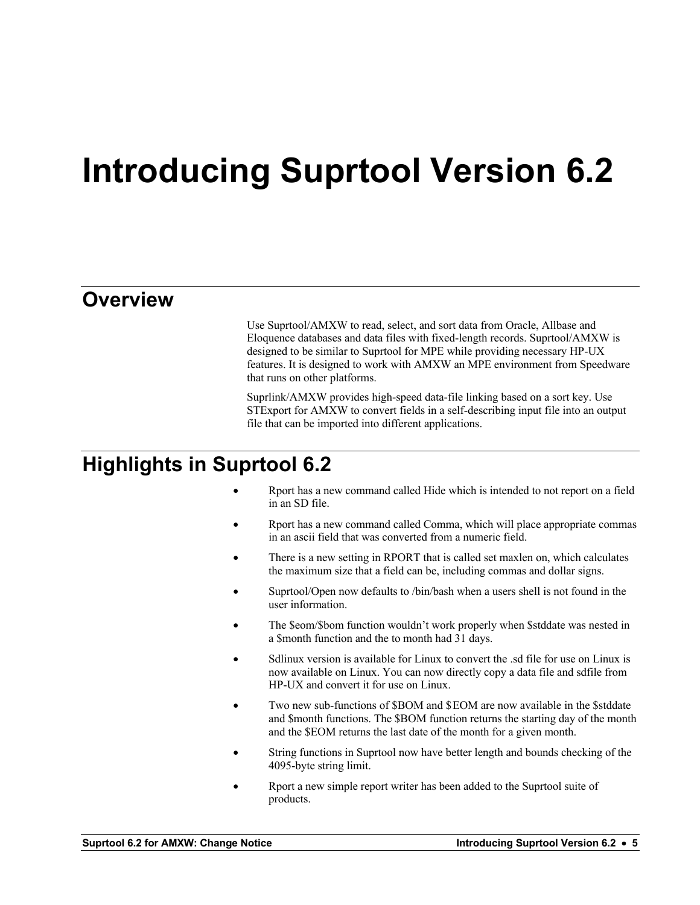# Introducing Suprtool Version 6.2

## Overview

Use Suprtool/AMXW to read, select, and sort data from Oracle, Allbase and Eloquence databases and data files with fixed-length records. Suprtool/AMXW is designed to be similar to Suprtool for MPE while providing necessary HP-UX features. It is designed to work with AMXW an MPE environment from Speedware that runs on other platforms.

Suprlink/AMXW provides high-speed data-file linking based on a sort key. Use STExport for AMXW to convert fields in a self-describing input file into an output file that can be imported into different applications.

## Highlights in Suprtool 6.2

- Rport has a new command called Hide which is intended to not report on a field in an SD file.
- Rport has a new command called Comma, which will place appropriate commas in an ascii field that was converted from a numeric field.
- There is a new setting in RPORT that is called set maxlen on, which calculates the maximum size that a field can be, including commas and dollar signs.
- Suprtool/Open now defaults to /bin/bash when a users shell is not found in the user information.
- The $eom/$bom function wouldn't work properly when $stddate was nested in a $month function and the to month had 31 days.
- Sdlinux version is available for Linux to convert the .sd file for use on Linux is now available on Linux. You can now directly copy a data file and sdfile from HP-UX and convert it for use on Linux.
- Two new sub-functions of $BOM and $EOM are now available in the $stddate and $month functions. The $BOM function returns the starting day of the month and the $EOM returns the last date of the month for a given month.
- String functions in Suprtool now have better length and bounds checking of the 4095-byte string limit.
- Rport a new simple report writer has been added to the Suprtool suite of products.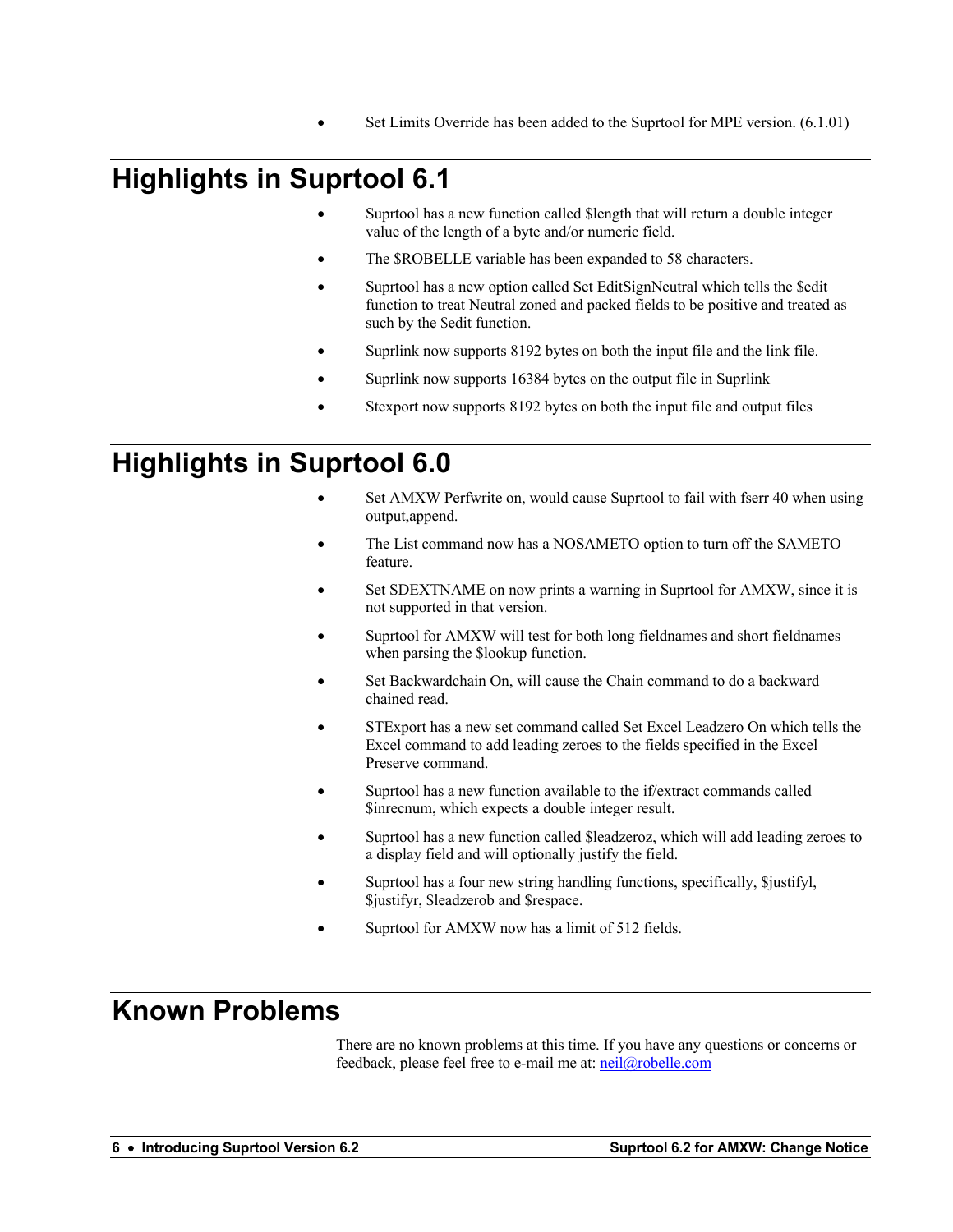- Set Limits Override has been added to the Suprtool for MPE version. (6.1.01)

# Highlights in Suprtool 6.1

- Suprtool has a new function called $length that will return a double integer value of the length of a byte and/or numeric field.
- The $ROBELLE variable has been expanded to 58 characters.
- Suprtool has a new option called Set EditSignNeutral which tells the $edit function to treat Neutral zoned and packed fields to be positive and treated as such by the $edit function.
- Suprlink now supports 8192 bytes on both the input file and the link file.
- Suprlink now supports 16384 bytes on the output file in Suprlink
- Stexport now supports 8192 bytes on both the input file and output files

# Highlights in Suprtool 6.0

- Set AMXW Perfwrite on, would cause Suprtool to fail with fserr 40 when using output,append.
- The List command now has a NOSAMETO option to turn off the SAMETO feature.
- Set SDEXTNAME on now prints a warning in Suprtool for AMXW, since it is not supported in that version.
- Suprtool for AMXW will test for both long fieldnames and short fieldnames when parsing the $lookup function.
- Set Backwardchain On, will cause the Chain command to do a backward chained read.
- STExport has a new set command called Set Excel Leadzero On which tells the Excel command to add leading zeroes to the fields specified in the Excel Preserve command.
- Suprtool has a new function available to the if/extract commands called $inrecnum, which expects a double integer result.
- Suprtool has a new function called $leadzeroz, which will add leading zeroes to a display field and will optionally justify the field.
- Suprtool has a four new string handling functions, specifically, $justifyl, $justifyr, $leadzerob and $respace.
- Suprtool for AMXW now has a limit of 512 fields.

# Known Problems

There are no known problems at this time. If you have any questions or concerns or feedback, please feel free to e-mail me at: [neil@robelle.com](mailto:neil@robelle.com)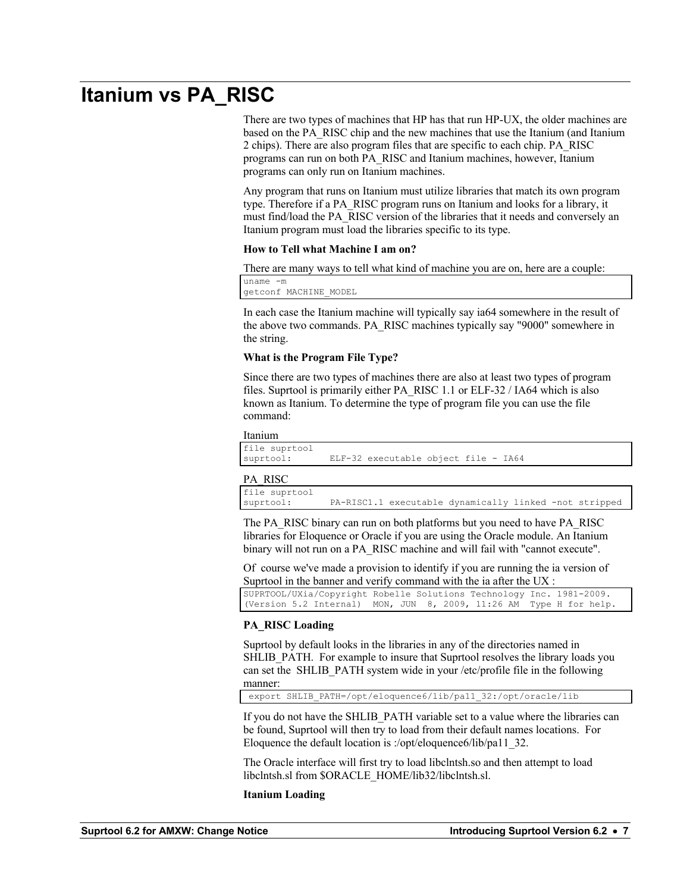# Itanium vs PA_RISC

There are two types of machines that HP has that run HP-UX, the older machines are based on the PA_RISC chip and the new machines that use the Itanium (and Itanium 2 chips). There are also program files that are specific to each chip. PA_RISC programs can run on both PA_RISC and Itanium machines, however, Itanium programs can only run on Itanium machines.

Any program that runs on Itanium must utilize libraries that match its own program type. Therefore if a PA_RISC program runs on Itanium and looks for a library, it must find/load the PA_RISC version of the libraries that it needs and conversely an Itanium program must load the libraries specific to its type.

**How to Tell what Machine I am on?**

There are many ways to tell what kind of machine you are on, here are a couple:

```
uname -m
getconf MACHINE_MODEL
```

In each case the Itanium machine will typically say ia64 somewhere in the result of the above two commands. PA_RISC machines typically say "9000" somewhere in the string.

**What is the Program File Type?**

Since there are two types of machines there are also at least two types of program files. Suprtool is primarily either PA_RISC 1.1 or ELF-32 / IA64 which is also known as Itanium. To determine the type of program file you can use the file command:

Itanium

```
file suprtool
suprtool:       ELF-32 executable object file - IA64
```

PA_RISC

```
file suprtool
suprtool:       PA-RISC1.1 executable dynamically linked -not stripped
```

The PA_RISC binary can run on both platforms but you need to have PA_RISC libraries for Eloquence or Oracle if you are using the Oracle module. An Itanium binary will not run on a PA_RISC machine and will fail with "cannot execute".

Of course we've made a provision to identify if you are running the ia version of Suprtool in the banner and verify command with the ia after the UX :

```
SUPRTOOL/UXia/Copyright Robelle Solutions Technology Inc. 1981-2009.
(Version 5.2 Internal)  MON, JUN  8, 2009, 11:26 AM  Type H for help.
```

**PA_RISC Loading**

Suprtool by default looks in the libraries in any of the directories named in SHLIB_PATH. For example to insure that Suprtool resolves the library loads you can set the SHLIB_PATH system wide in your /etc/profile file in the following manner:

```
 export SHLIB_PATH=/opt/eloquence6/lib/pa11_32:/opt/oracle/lib
```

If you do not have the SHLIB_PATH variable set to a value where the libraries can be found, Suprtool will then try to load from their default names locations. For Eloquence the default location is :/opt/eloquence6/lib/pa11_32.

The Oracle interface will first try to load libclntsh.so and then attempt to load libclntsh.sl from $ORACLE_HOME/lib32/libclntsh.sl.

**Itanium Loading**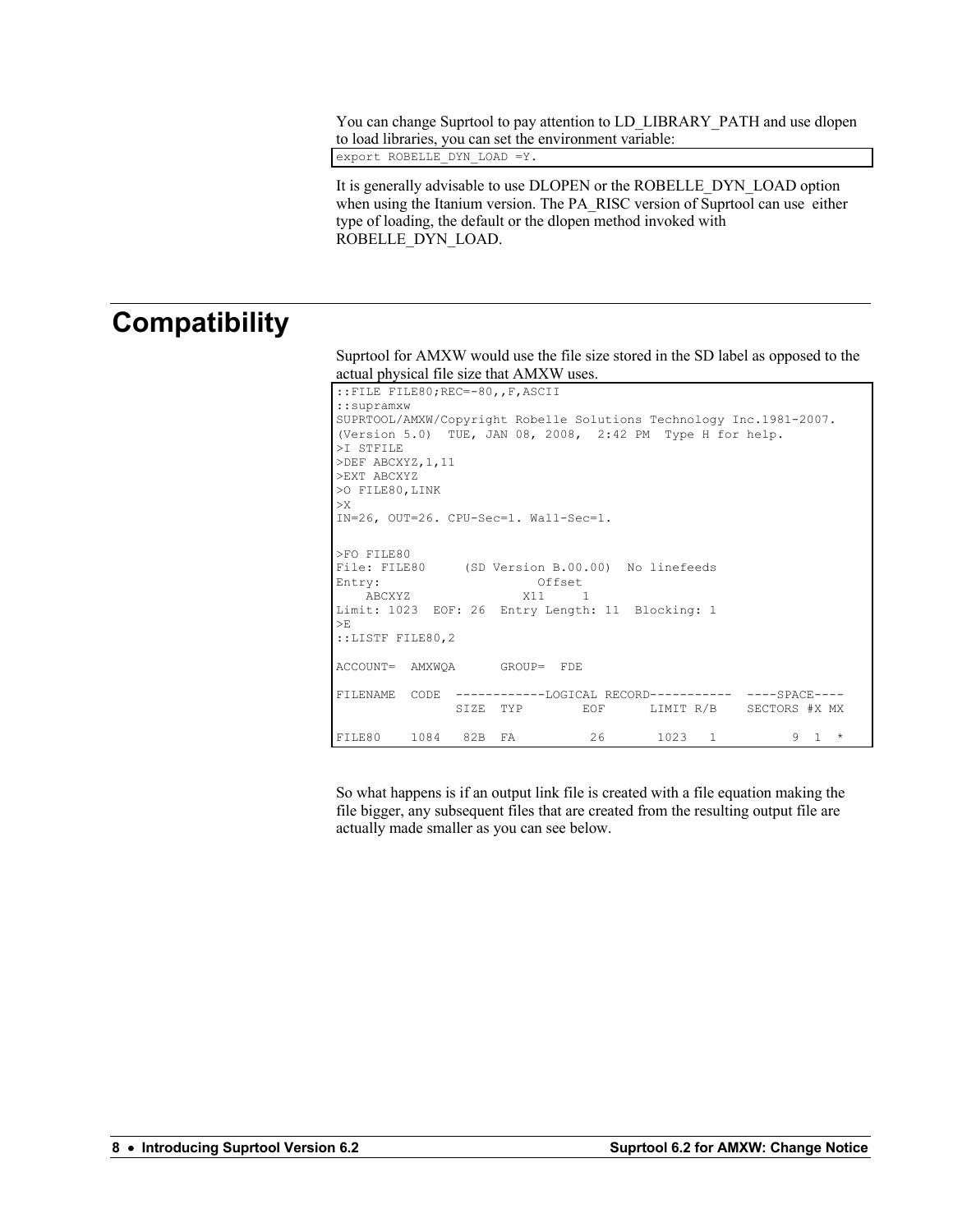You can change Suprtool to pay attention to LD_LIBRARY_PATH and use dlopen to load libraries, you can set the environment variable:

```
export ROBELLE_DYN_LOAD =Y.
```

It is generally advisable to use DLOPEN or the ROBELLE_DYN_LOAD option when using the Itanium version. The PA_RISC version of Suprtool can use either type of loading, the default or the dlopen method invoked with ROBELLE_DYN_LOAD.

# Compatibility

Suprtool for AMXW would use the file size stored in the SD label as opposed to the actual physical file size that AMXW uses.

```
::FILE FILE80;REC=-80,,F,ASCII
::supramxw
SUPRTOOL/AMXW/Copyright Robelle Solutions Technology Inc.1981-2007.
(Version 5.0)  TUE, JAN 08, 2008,  2:42 PM  Type H for help.
>I STFILE
>DEF ABCXYZ,1,11
>EXT ABCXYZ
>O FILE80,LINK
>X
IN=26, OUT=26. CPU-Sec=1. Wall-Sec=1.


>FO FILE80
File: FILE80     (SD Version B.00.00)  No linefeeds
Entry:                    Offset
    ABCXYZ              X11     1
Limit: 1023  EOF: 26  Entry Length: 11  Blocking: 1
>E
::LISTF FILE80,2

ACCOUNT=  AMXWQA      GROUP=  FDE

FILENAME  CODE  ------------LOGICAL RECORD-----------  ----SPACE----
                SIZE  TYP        EOF      LIMIT R/B    SECTORS #X MX

FILE80    1084   82B  FA          26       1023   1          9  1  *
```

So what happens is if an output link file is created with a file equation making the file bigger, any subsequent files that are created from the resulting output file are actually made smaller as you can see below.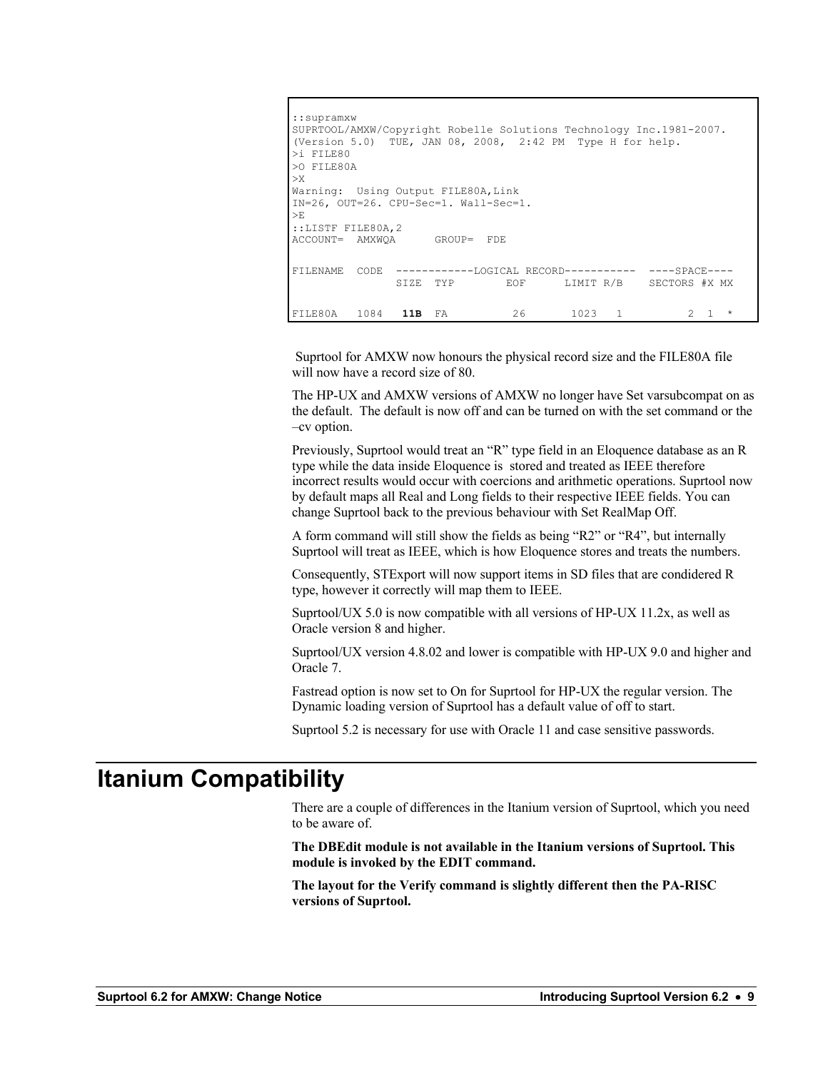```
::supramxw
SUPRTOOL/AMXW/Copyright Robelle Solutions Technology Inc.1981-2007.
(Version 5.0)  TUE, JAN 08, 2008,  2:42 PM  Type H for help.
>i FILE80
>O FILE80A
>X
Warning:  Using Output FILE80A,Link
IN=26, OUT=26. CPU-Sec=1. Wall-Sec=1.
>E
::LISTF FILE80A,2
ACCOUNT=  AMXWQA      GROUP=  FDE

FILENAME  CODE  ------------LOGICAL RECORD-----------  ----SPACE----
                SIZE  TYP        EOF      LIMIT R/B    SECTORS #X MX

FILE80A   1084   11B  FA          26       1023   1          2  1  *
```

Suprtool for AMXW now honours the physical record size and the FILE80A file will now have a record size of 80.

The HP-UX and AMXW versions of AMXW no longer have Set varsubcompat on as the default. The default is now off and can be turned on with the set command or the –cv option.

Previously, Suprtool would treat an "R" type field in an Eloquence database as an R type while the data inside Eloquence is stored and treated as IEEE therefore incorrect results would occur with coercions and arithmetic operations. Suprtool now by default maps all Real and Long fields to their respective IEEE fields. You can change Suprtool back to the previous behaviour with Set RealMap Off.

A form command will still show the fields as being "R2" or "R4", but internally Suprtool will treat as IEEE, which is how Eloquence stores and treats the numbers.

Consequently, STExport will now support items in SD files that are condidered R type, however it correctly will map them to IEEE.

Suprtool/UX 5.0 is now compatible with all versions of HP-UX 11.2x, as well as Oracle version 8 and higher.

Suprtool/UX version 4.8.02 and lower is compatible with HP-UX 9.0 and higher and Oracle 7.

Fastread option is now set to On for Suprtool for HP-UX the regular version. The Dynamic loading version of Suprtool has a default value of off to start.

Suprtool 5.2 is necessary for use with Oracle 11 and case sensitive passwords.

# Itanium Compatibility

There are a couple of differences in the Itanium version of Suprtool, which you need to be aware of.

**The DBEdit module is not available in the Itanium versions of Suprtool. This module is invoked by the EDIT command.**

**The layout for the Verify command is slightly different then the PA-RISC versions of Suprtool.**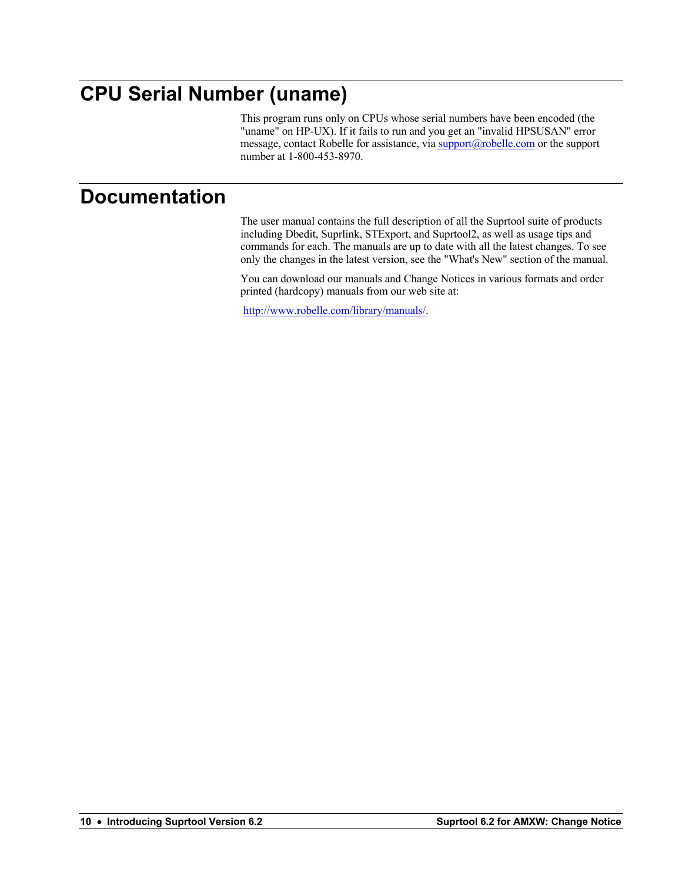# CPU Serial Number (uname)

This program runs only on CPUs whose serial numbers have been encoded (the "uname" on HP-UX). If it fails to run and you get an "invalid HPSUSAN" error message, contact Robelle for assistance, via support@robelle.com or the support number at 1-800-453-8970.

# Documentation

The user manual contains the full description of all the Suprtool suite of products including Dbedit, Suprlink, STExport, and Suprtool2, as well as usage tips and commands for each. The manuals are up to date with all the latest changes. To see only the changes in the latest version, see the "What's New" section of the manual.

You can download our manuals and Change Notices in various formats and order printed (hardcopy) manuals from our web site at:

http://www.robelle.com/library/manuals/.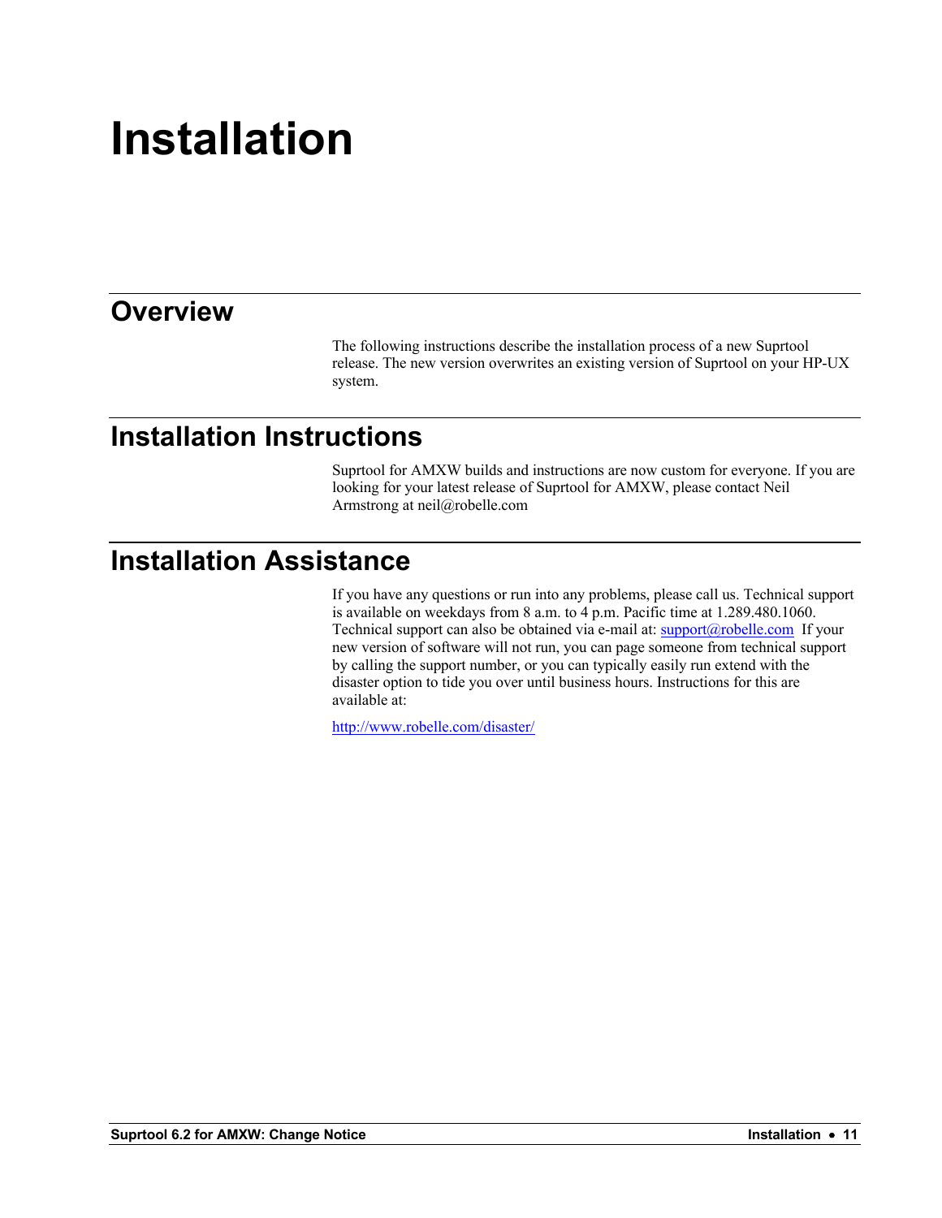# Installation

## Overview

The following instructions describe the installation process of a new Suprtool release. The new version overwrites an existing version of Suprtool on your HP-UX system.

## Installation Instructions

Suprtool for AMXW builds and instructions are now custom for everyone. If you are looking for your latest release of Suprtool for AMXW, please contact Neil Armstrong at neil@robelle.com

## Installation Assistance

If you have any questions or run into any problems, please call us. Technical support is available on weekdays from 8 a.m. to 4 p.m. Pacific time at 1.289.480.1060. Technical support can also be obtained via e-mail at: support@robelle.com If your new version of software will not run, you can page someone from technical support by calling the support number, or you can typically easily run extend with the disaster option to tide you over until business hours. Instructions for this are available at:

http://www.robelle.com/disaster/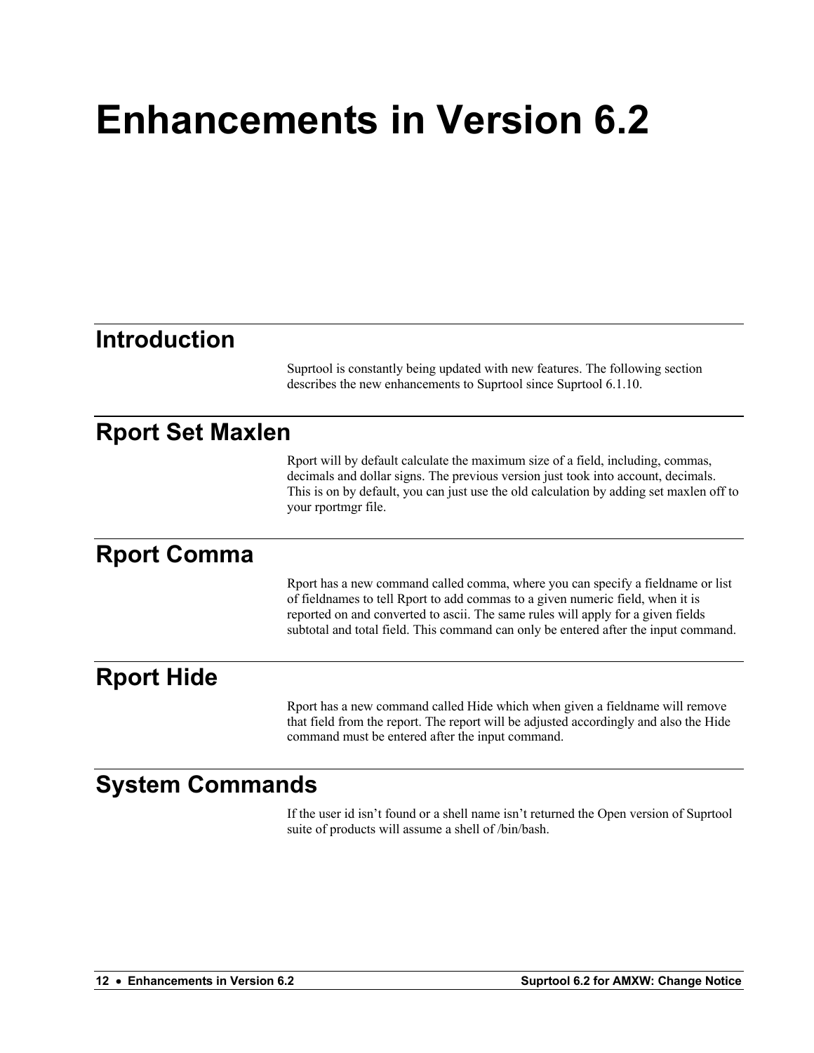# Enhancements in Version 6.2

## Introduction

Suprtool is constantly being updated with new features. The following section describes the new enhancements to Suprtool since Suprtool 6.1.10.

## Rport Set Maxlen

Rport will by default calculate the maximum size of a field, including, commas, decimals and dollar signs. The previous version just took into account, decimals. This is on by default, you can just use the old calculation by adding set maxlen off to your rportmgr file.

## Rport Comma

Rport has a new command called comma, where you can specify a fieldname or list of fieldnames to tell Rport to add commas to a given numeric field, when it is reported on and converted to ascii. The same rules will apply for a given fields subtotal and total field. This command can only be entered after the input command.

## Rport Hide

Rport has a new command called Hide which when given a fieldname will remove that field from the report. The report will be adjusted accordingly and also the Hide command must be entered after the input command.

## System Commands

If the user id isn't found or a shell name isn't returned the Open version of Suprtool suite of products will assume a shell of /bin/bash.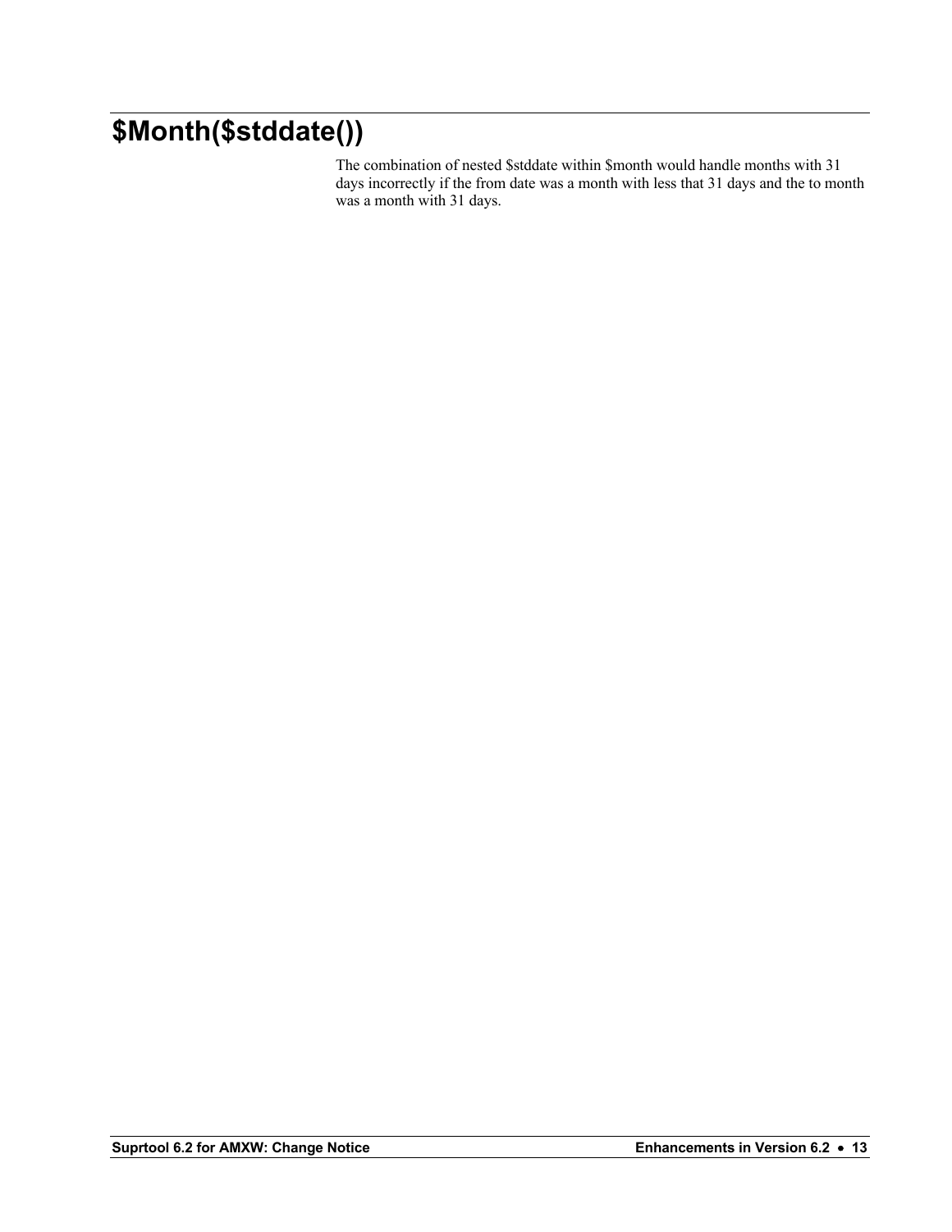# $Month($stddate())

The combination of nested $stddate within $month would handle months with 31 days incorrectly if the from date was a month with less that 31 days and the to month was a month with 31 days.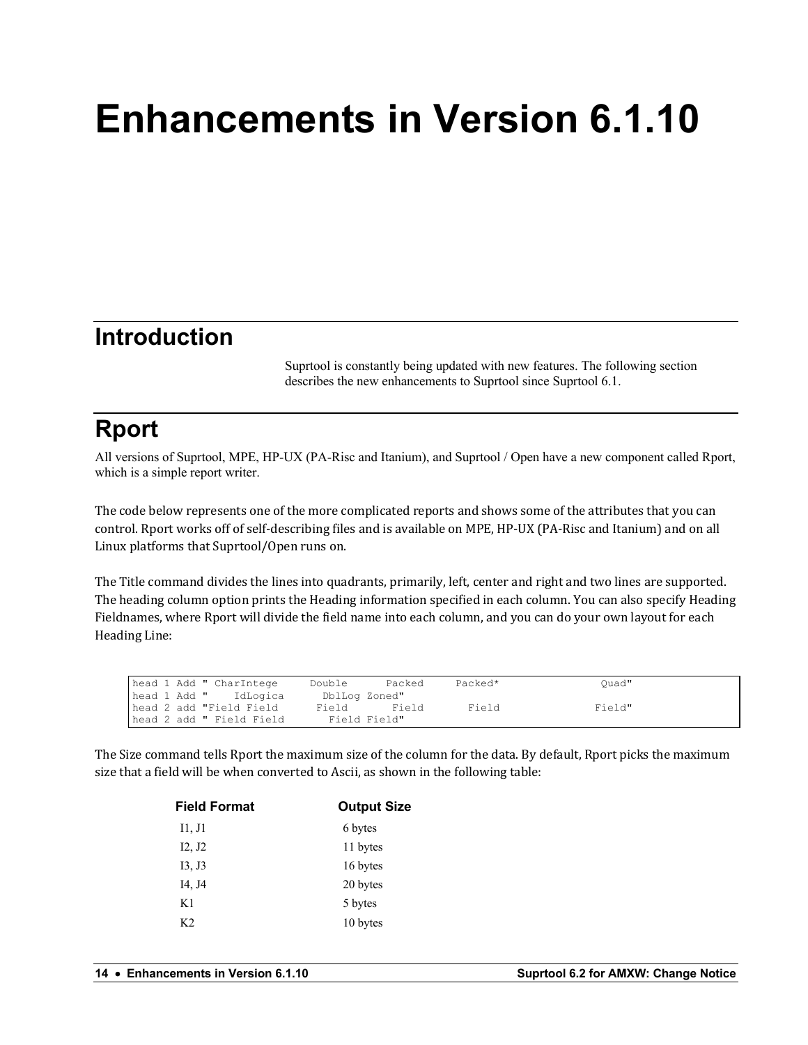# Enhancements in Version 6.1.10

## Introduction

Suprtool is constantly being updated with new features. The following section describes the new enhancements to Suprtool since Suprtool 6.1.

## Rport

All versions of Suprtool, MPE, HP-UX (PA-Risc and Itanium), and Suprtool / Open have a new component called Rport, which is a simple report writer.

The code below represents one of the more complicated reports and shows some of the attributes that you can control. Rport works off of self-describing files and is available on MPE, HP-UX (PA-Risc and Itanium) and on all Linux platforms that Suprtool/Open runs on.

The Title command divides the lines into quadrants, primarily, left, center and right and two lines are supported. The heading column option prints the Heading information specified in each column. You can also specify Heading Fieldnames, where Rport will divide the field name into each column, and you can do your own layout for each Heading Line:

```
head 1 Add " CharIntege     Double      Packed     Packed*               Quad"
head 1 Add "    IdLogica      DblLog Zoned"
head 2 add "Field Field      Field       Field       Field               Field"
head 2 add " Field Field       Field Field"
```

The Size command tells Rport the maximum size of the column for the data. By default, Rport picks the maximum size that a field will be when converted to Ascii, as shown in the following table:

| Field Format | Output Size |
|---|---|
| I1, J1 | 6 bytes |
| I2, J2 | 11 bytes |
| I3, J3 | 16 bytes |
| I4, J4 | 20 bytes |
| K1 | 5 bytes |
| K2 | 10 bytes |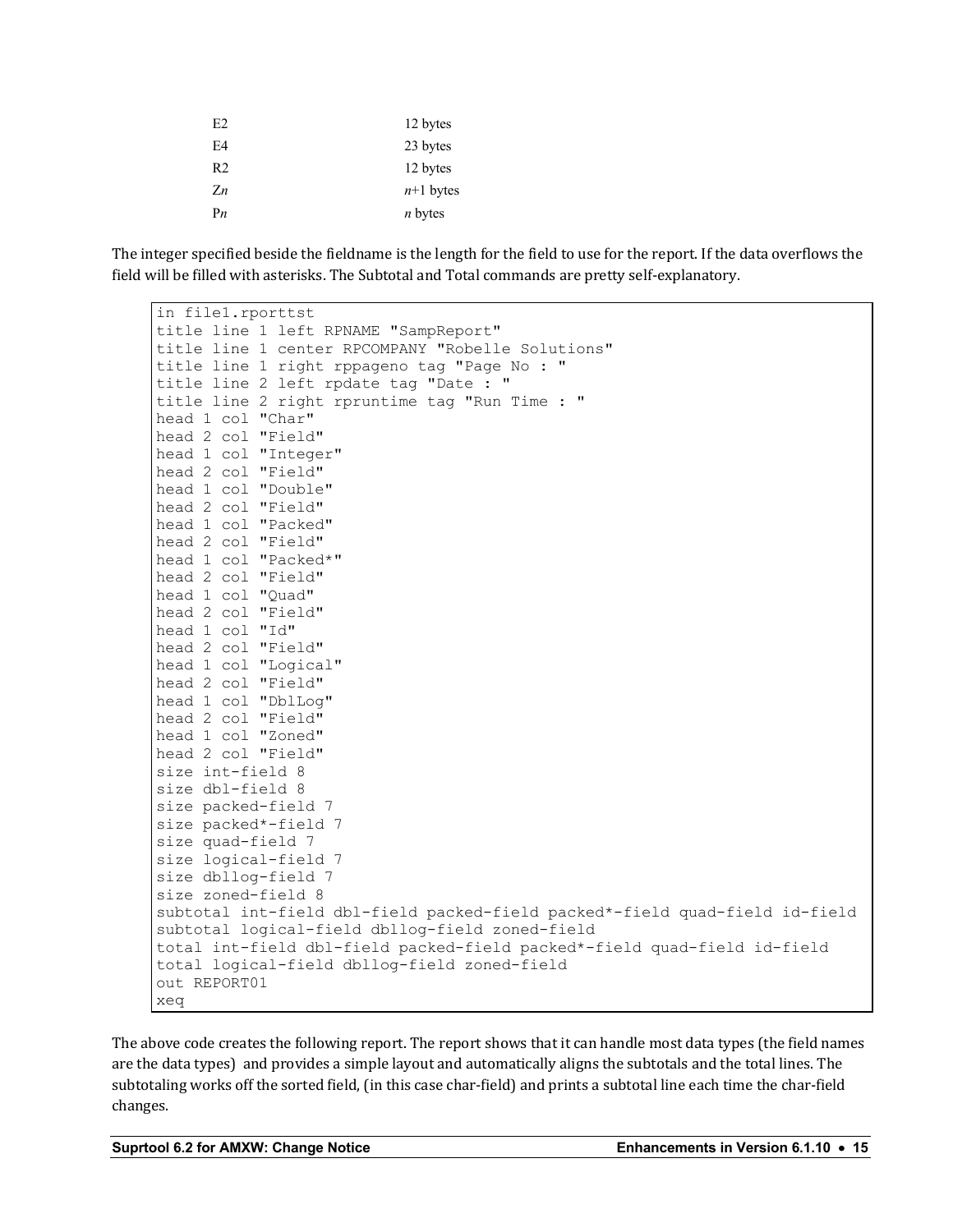| | |
|---|---|
| E2 | 12 bytes |
| E4 | 23 bytes |
| R2 | 12 bytes |
| Z*n* | *n*+1 bytes |
| P*n* | *n* bytes |

The integer specified beside the fieldname is the length for the field to use for the report. If the data overflows the field will be filled with asterisks. The Subtotal and Total commands are pretty self-explanatory.

```
in file1.rporttst
title line 1 left RPNAME "SampReport"
title line 1 center RPCOMPANY "Robelle Solutions"
title line 1 right rppageno tag "Page No : "
title line 2 left rpdate tag "Date : "
title line 2 right rpruntime tag "Run Time : "
head 1 col "Char"
head 2 col "Field"
head 1 col "Integer"
head 2 col "Field"
head 1 col "Double"
head 2 col "Field"
head 1 col "Packed"
head 2 col "Field"
head 1 col "Packed*"
head 2 col "Field"
head 1 col "Quad"
head 2 col "Field"
head 1 col "Id"
head 2 col "Field"
head 1 col "Logical"
head 2 col "Field"
head 1 col "DblLog"
head 2 col "Field"
head 1 col "Zoned"
head 2 col "Field"
size int-field 8
size dbl-field 8
size packed-field 7
size packed*-field 7
size quad-field 7
size logical-field 7
size dbllog-field 7
size zoned-field 8
subtotal int-field dbl-field packed-field packed*-field quad-field id-field
subtotal logical-field dbllog-field zoned-field
total int-field dbl-field packed-field packed*-field quad-field id-field
total logical-field dbllog-field zoned-field
out REPORT01
xeq
```

The above code creates the following report. The report shows that it can handle most data types (the field names are the data types) and provides a simple layout and automatically aligns the subtotals and the total lines. The subtotaling works off the sorted field, (in this case char-field) and prints a subtotal line each time the char-field changes.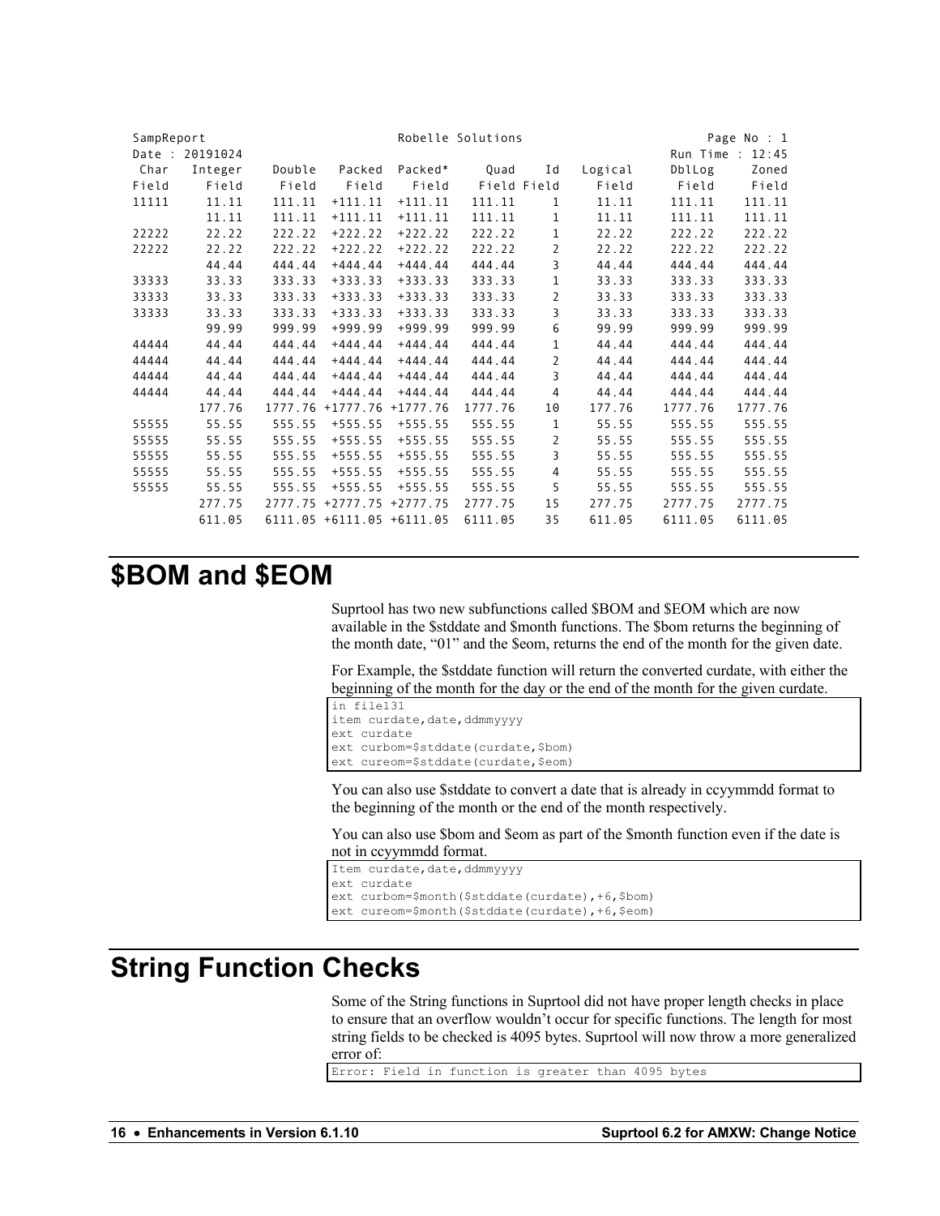```
SampReport                           Robelle Solutions                           Page No : 1
Date : 20191024                                                               Run Time : 12:45
 Char   Integer    Double   Packed  Packed*     Quad    Id   Logical     DblLog      Zoned
Field     Field     Field    Field    Field    Field Field     Field      Field      Field
11111     11.11    111.11  +111.11  +111.11   111.11     1     11.11     111.11     111.11
          11.11    111.11  +111.11  +111.11   111.11     1     11.11     111.11     111.11
22222     22.22    222.22  +222.22  +222.22   222.22     1     22.22     222.22     222.22
22222     22.22    222.22  +222.22  +222.22   222.22     2     22.22     222.22     222.22
          44.44    444.44  +444.44  +444.44   444.44     3     44.44     444.44     444.44
33333     33.33    333.33  +333.33  +333.33   333.33     1     33.33     333.33     333.33
33333     33.33    333.33  +333.33  +333.33   333.33     2     33.33     333.33     333.33
33333     33.33    333.33  +333.33  +333.33   333.33     3     33.33     333.33     333.33
          99.99    999.99  +999.99  +999.99   999.99     6     99.99     999.99     999.99
44444     44.44    444.44  +444.44  +444.44   444.44     1     44.44     444.44     444.44
44444     44.44    444.44  +444.44  +444.44   444.44     2     44.44     444.44     444.44
44444     44.44    444.44  +444.44  +444.44   444.44     3     44.44     444.44     444.44
44444     44.44    444.44  +444.44  +444.44   444.44     4     44.44     444.44     444.44
         177.76   1777.76 +1777.76 +1777.76  1777.76    10    177.76    1777.76    1777.76
55555     55.55    555.55  +555.55  +555.55   555.55     1     55.55     555.55     555.55
55555     55.55    555.55  +555.55  +555.55   555.55     2     55.55     555.55     555.55
55555     55.55    555.55  +555.55  +555.55   555.55     3     55.55     555.55     555.55
55555     55.55    555.55  +555.55  +555.55   555.55     4     55.55     555.55     555.55
55555     55.55    555.55  +555.55  +555.55   555.55     5     55.55     555.55     555.55
         277.75   2777.75 +2777.75 +2777.75  2777.75    15    277.75    2777.75    2777.75
         611.05   6111.05 +6111.05 +6111.05  6111.05    35    611.05    6111.05    6111.05
```

# $BOM and $EOM

Suprtool has two new subfunctions called $BOM and $EOM which are now available in the $stddate and $month functions. The $bom returns the beginning of the month date, "01" and the $eom, returns the end of the month for the given date.

For Example, the $stddate function will return the converted curdate, with either the beginning of the month for the day or the end of the month for the given curdate.

```
in file131
item curdate,date,ddmmyyyy
ext curdate
ext curbom=$stddate(curdate,$bom)
ext cureom=$stddate(curdate,$eom)
```

You can also use $stddate to convert a date that is already in ccyymmdd format to the beginning of the month or the end of the month respectively.

You can also use $bom and $eom as part of the $month function even if the date is not in ccyymmdd format.

```
Item curdate,date,ddmmyyyy
ext curdate
ext curbom=$month($stddate(curdate),+6,$bom)
ext cureom=$month($stddate(curdate),+6,$eom)
```

# String Function Checks

Some of the String functions in Suprtool did not have proper length checks in place to ensure that an overflow wouldn't occur for specific functions. The length for most string fields to be checked is 4095 bytes. Suprtool will now throw a more generalized error of:

```
Error: Field in function is greater than 4095 bytes
```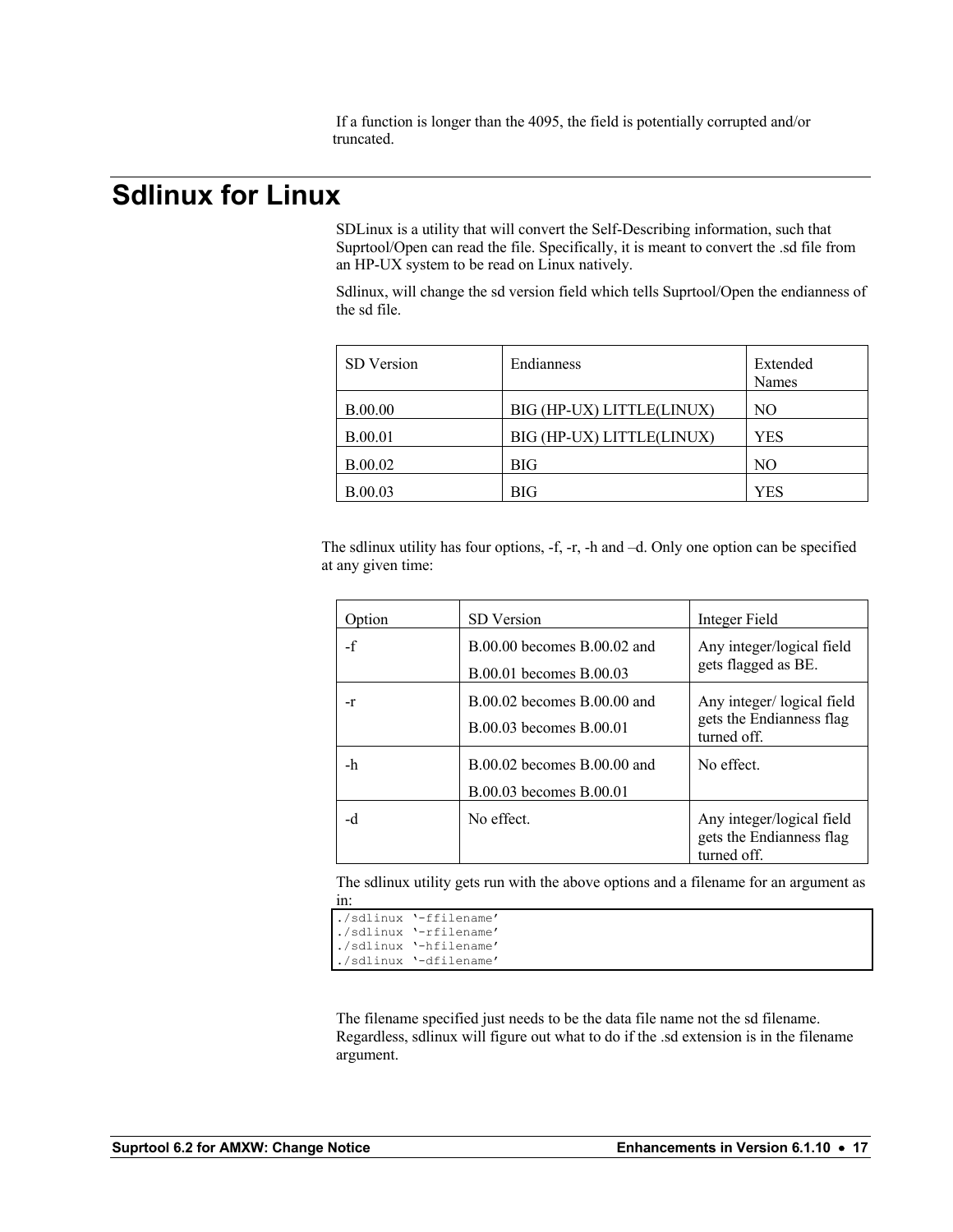If a function is longer than the 4095, the field is potentially corrupted and/or truncated.

# Sdlinux for Linux

SDLinux is a utility that will convert the Self-Describing information, such that Suprtool/Open can read the file. Specifically, it is meant to convert the .sd file from an HP-UX system to be read on Linux natively.

Sdlinux, will change the sd version field which tells Suprtool/Open the endianness of the sd file.

| SD Version | Endianness | Extended Names |
|---|---|---|
| B.00.00 | BIG (HP-UX) LITTLE(LINUX) | NO |
| B.00.01 | BIG (HP-UX) LITTLE(LINUX) | YES |
| B.00.02 | BIG | NO |
| B.00.03 | BIG | YES |

The sdlinux utility has four options, -f, -r, -h and –d. Only one option can be specified at any given time:

| Option | SD Version | Integer Field |
|---|---|---|
| -f | B.00.00 becomes B.00.02 and B.00.01 becomes B.00.03 | Any integer/logical field gets flagged as BE. |
| -r | B.00.02 becomes B.00.00 and B.00.03 becomes B.00.01 | Any integer/ logical field gets the Endianness flag turned off. |
| -h | B.00.02 becomes B.00.00 and B.00.03 becomes B.00.01 | No effect. |
| -d | No effect. | Any integer/logical field gets the Endianness flag turned off. |

The sdlinux utility gets run with the above options and a filename for an argument as in:

```
./sdlinux '-ffilename'
./sdlinux '-rfilename'
./sdlinux '-hfilename'
./sdlinux '-dfilename'
```

The filename specified just needs to be the data file name not the sd filename. Regardless, sdlinux will figure out what to do if the .sd extension is in the filename argument.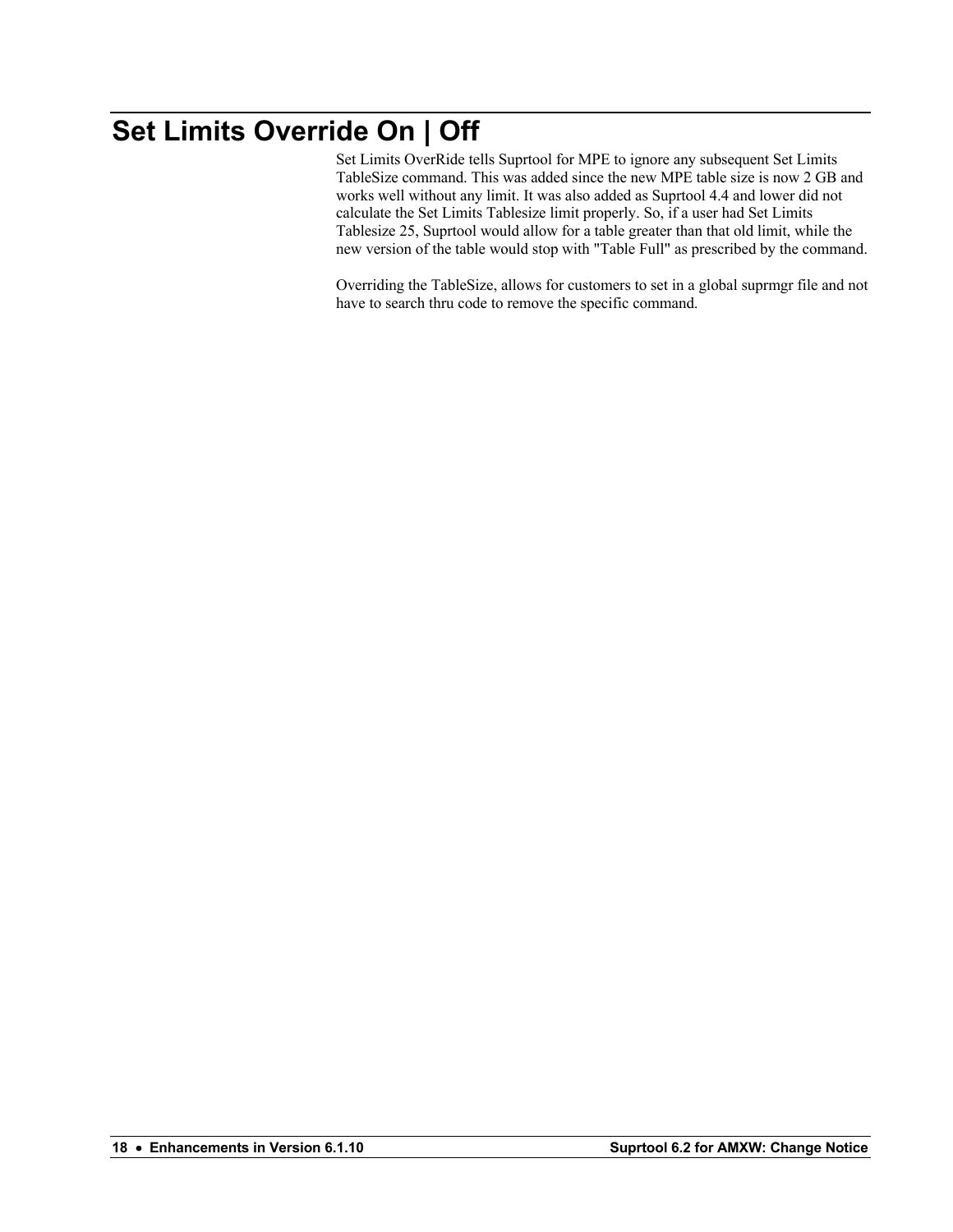# Set Limits Override On | Off

Set Limits OverRide tells Suprtool for MPE to ignore any subsequent Set Limits TableSize command. This was added since the new MPE table size is now 2 GB and works well without any limit. It was also added as Suprtool 4.4 and lower did not calculate the Set Limits Tablesize limit properly. So, if a user had Set Limits Tablesize 25, Suprtool would allow for a table greater than that old limit, while the new version of the table would stop with "Table Full" as prescribed by the command.

Overriding the TableSize, allows for customers to set in a global suprmgr file and not have to search thru code to remove the specific command.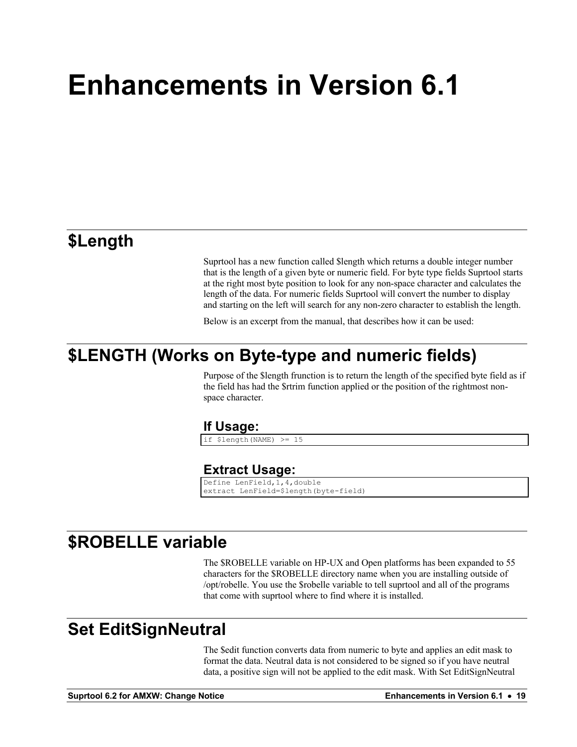# Enhancements in Version 6.1

## $Length

Suprtool has a new function called $length which returns a double integer number that is the length of a given byte or numeric field. For byte type fields Suprtool starts at the right most byte position to look for any non-space character and calculates the length of the data. For numeric fields Suprtool will convert the number to display and starting on the left will search for any non-zero character to establish the length.

Below is an excerpt from the manual, that describes how it can be used:

## $LENGTH (Works on Byte-type and numeric fields)

Purpose of the $length frunction is to return the length of the specified byte field as if the field has had the $rtrim function applied or the position of the rightmost non-space character.

### If Usage:

```
if $length(NAME) >= 15
```

### Extract Usage:

```
Define LenField,1,4,double
extract LenField=$length(byte-field)
```

## $ROBELLE variable

The $ROBELLE variable on HP-UX and Open platforms has been expanded to 55 characters for the $ROBELLE directory name when you are installing outside of /opt/robelle. You use the $robelle variable to tell suprtool and all of the programs that come with suprtool where to find where it is installed.

## Set EditSignNeutral

The $edit function converts data from numeric to byte and applies an edit mask to format the data. Neutral data is not considered to be signed so if you have neutral data, a positive sign will not be applied to the edit mask. With Set EditSignNeutral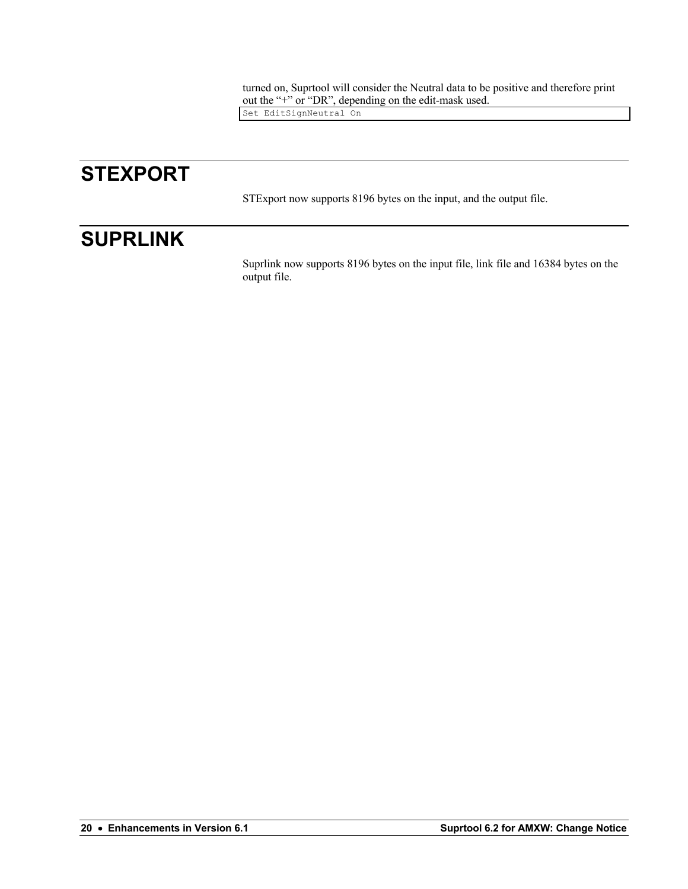turned on, Suprtool will consider the Neutral data to be positive and therefore print out the “+” or “DR”, depending on the edit-mask used.

```
Set EditSignNeutral On
```

# STEXPORT

STExport now supports 8196 bytes on the input, and the output file.

# SUPRLINK

Suprlink now supports 8196 bytes on the input file, link file and 16384 bytes on the output file.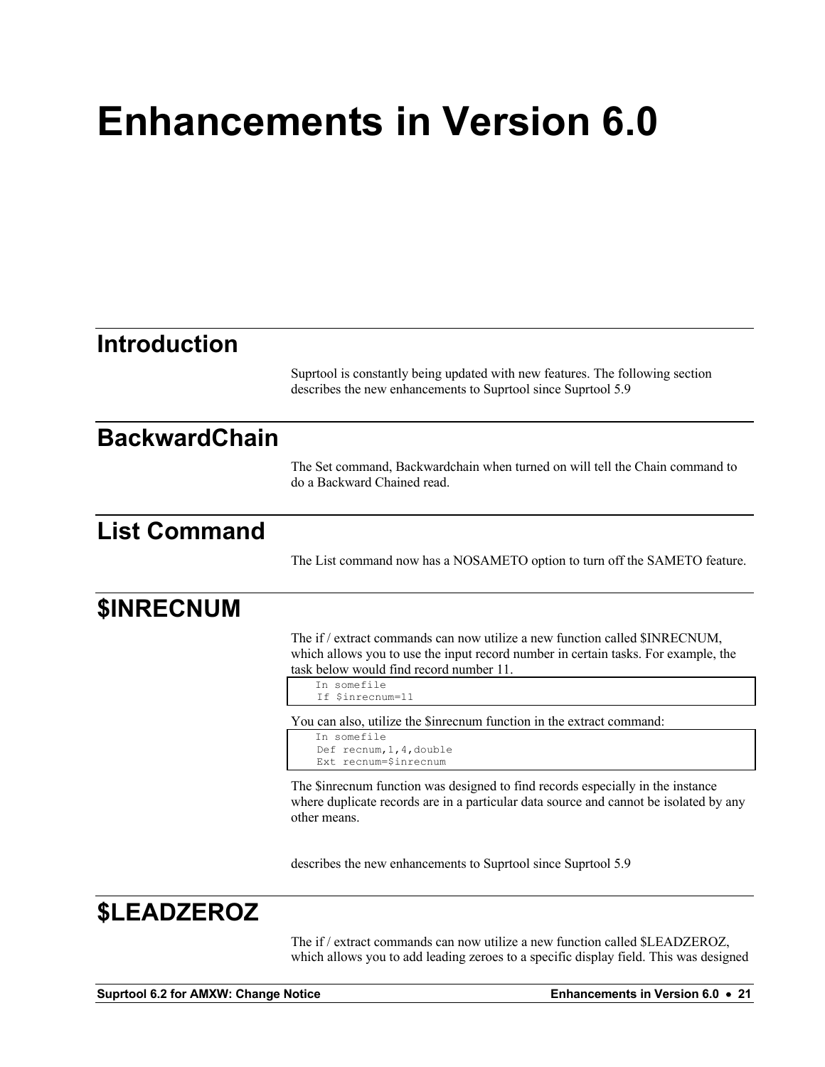# Enhancements in Version 6.0

## Introduction

Suprtool is constantly being updated with new features. The following section describes the new enhancements to Suprtool since Suprtool 5.9

## BackwardChain

The Set command, Backwardchain when turned on will tell the Chain command to do a Backward Chained read.

## List Command

The List command now has a NOSAMETO option to turn off the SAMETO feature.

## $INRECNUM

The if / extract commands can now utilize a new function called $INRECNUM, which allows you to use the input record number in certain tasks. For example, the task below would find record number 11.

```
In somefile
If $inrecnum=11
```

You can also, utilize the $inrecnum function in the extract command:

```
In somefile
Def recnum,1,4,double
Ext recnum=$inrecnum
```

The $inrecnum function was designed to find records especially in the instance where duplicate records are in a particular data source and cannot be isolated by any other means.

describes the new enhancements to Suprtool since Suprtool 5.9

## $LEADZEROZ

The if / extract commands can now utilize a new function called $LEADZEROZ, which allows you to add leading zeroes to a specific display field. This was designed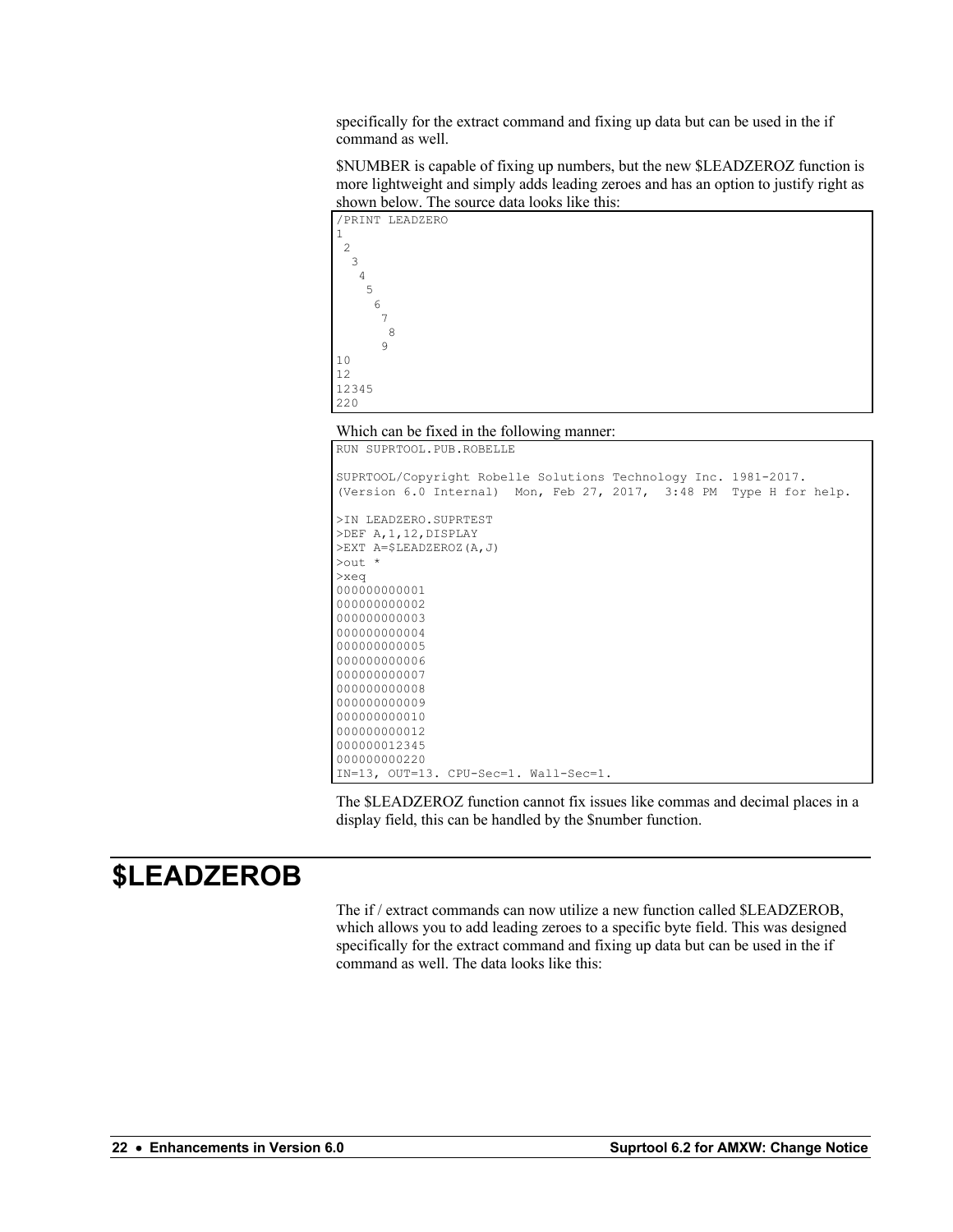specifically for the extract command and fixing up data but can be used in the if command as well.

$NUMBER is capable of fixing up numbers, but the new $LEADZEROZ function is more lightweight and simply adds leading zeroes and has an option to justify right as shown below. The source data looks like this:

```
/PRINT LEADZERO
1
 2
  3
   4
    5
     6
      7
       8
      9
10
12
12345
220
```

Which can be fixed in the following manner:

```
RUN SUPRTOOL.PUB.ROBELLE

SUPRTOOL/Copyright Robelle Solutions Technology Inc. 1981-2017.
(Version 6.0 Internal)  Mon, Feb 27, 2017,  3:48 PM  Type H for help.

>IN LEADZERO.SUPRTEST
>DEF A,1,12,DISPLAY
>EXT A=$LEADZEROZ(A,J)
>out *
>xeq
000000000001
000000000002
000000000003
000000000004
000000000005
000000000006
000000000007
000000000008
000000000009
000000000010
000000000012
000000012345
000000000220
IN=13, OUT=13. CPU-Sec=1. Wall-Sec=1.
```

The $LEADZEROZ function cannot fix issues like commas and decimal places in a display field, this can be handled by the $number function.

# $LEADZEROB

The if / extract commands can now utilize a new function called $LEADZEROB, which allows you to add leading zeroes to a specific byte field. This was designed specifically for the extract command and fixing up data but can be used in the if command as well. The data looks like this: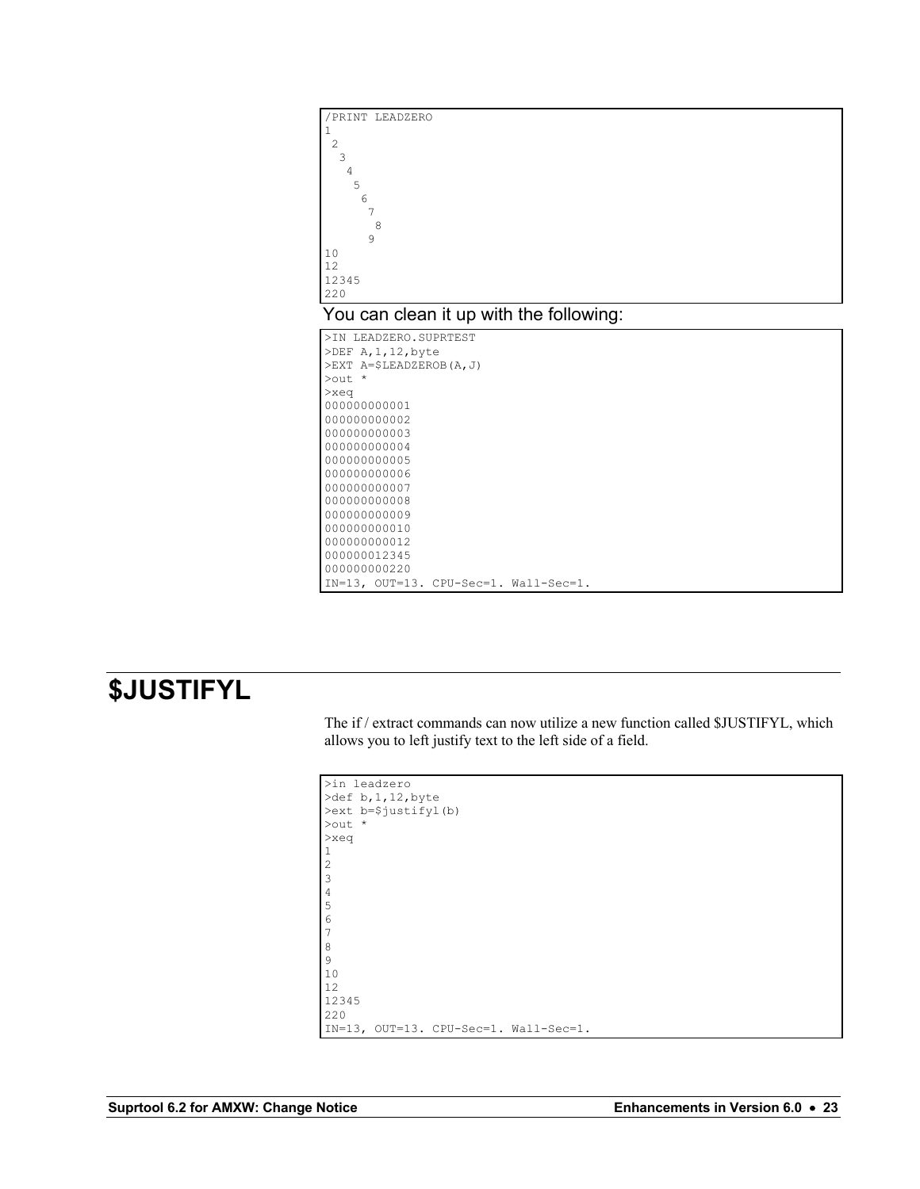```
/PRINT LEADZERO
1
 2
  3
   4
    5
     6
      7
       8
      9
10
12
12345
220
```

You can clean it up with the following:

```
>IN LEADZERO.SUPRTEST
>DEF A,1,12,byte
>EXT A=$LEADZEROB(A,J)
>out *
>xeq
000000000001
000000000002
000000000003
000000000004
000000000005
000000000006
000000000007
000000000008
000000000009
000000000010
000000000012
000000012345
000000000220
IN=13, OUT=13. CPU-Sec=1. Wall-Sec=1.
```

## $JUSTIFYL

The if / extract commands can now utilize a new function called $JUSTIFYL, which allows you to left justify text to the left side of a field.

```
>in leadzero
>def b,1,12,byte
>ext b=$justifyl(b)
>out *
>xeq
1
2
3
4
5
6
7
8
9
10
12
12345
220
IN=13, OUT=13. CPU-Sec=1. Wall-Sec=1.
```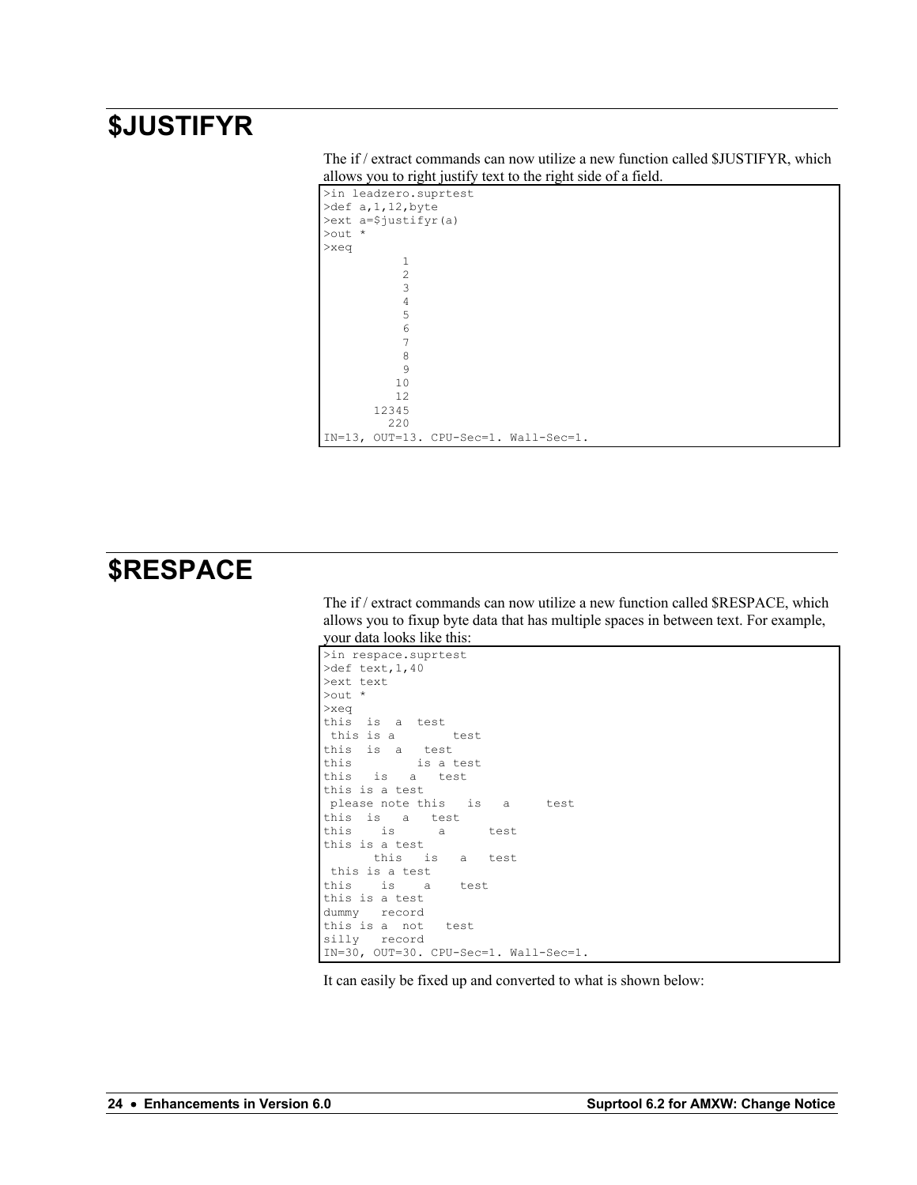# $JUSTIFYR

The if / extract commands can now utilize a new function called $JUSTIFYR, which allows you to right justify text to the right side of a field.

```
>in leadzero.suprtest
>def a,1,12,byte
>ext a=$justifyr(a)
>out *
>xeq
           1
           2
           3
           4
           5
           6
           7
           8
           9
          10
          12
       12345
         220
IN=13, OUT=13. CPU-Sec=1. Wall-Sec=1.
```

# $RESPACE

The if / extract commands can now utilize a new function called $RESPACE, which allows you to fixup byte data that has multiple spaces in between text. For example, your data looks like this:

```
>in respace.suprtest
>def text,1,40
>ext text
>out *
>xeq
this  is  a  test
 this is a        test
this  is  a   test
this         is a test
this   is   a   test
this is a test
 please note this   is   a     test
this  is   a   test
this    is      a      test
this is a test
       this   is   a   test
 this is a test
this    is    a    test
this is a test
dummy   record
this is a  not   test
silly   record
IN=30, OUT=30. CPU-Sec=1. Wall-Sec=1.
```

It can easily be fixed up and converted to what is shown below: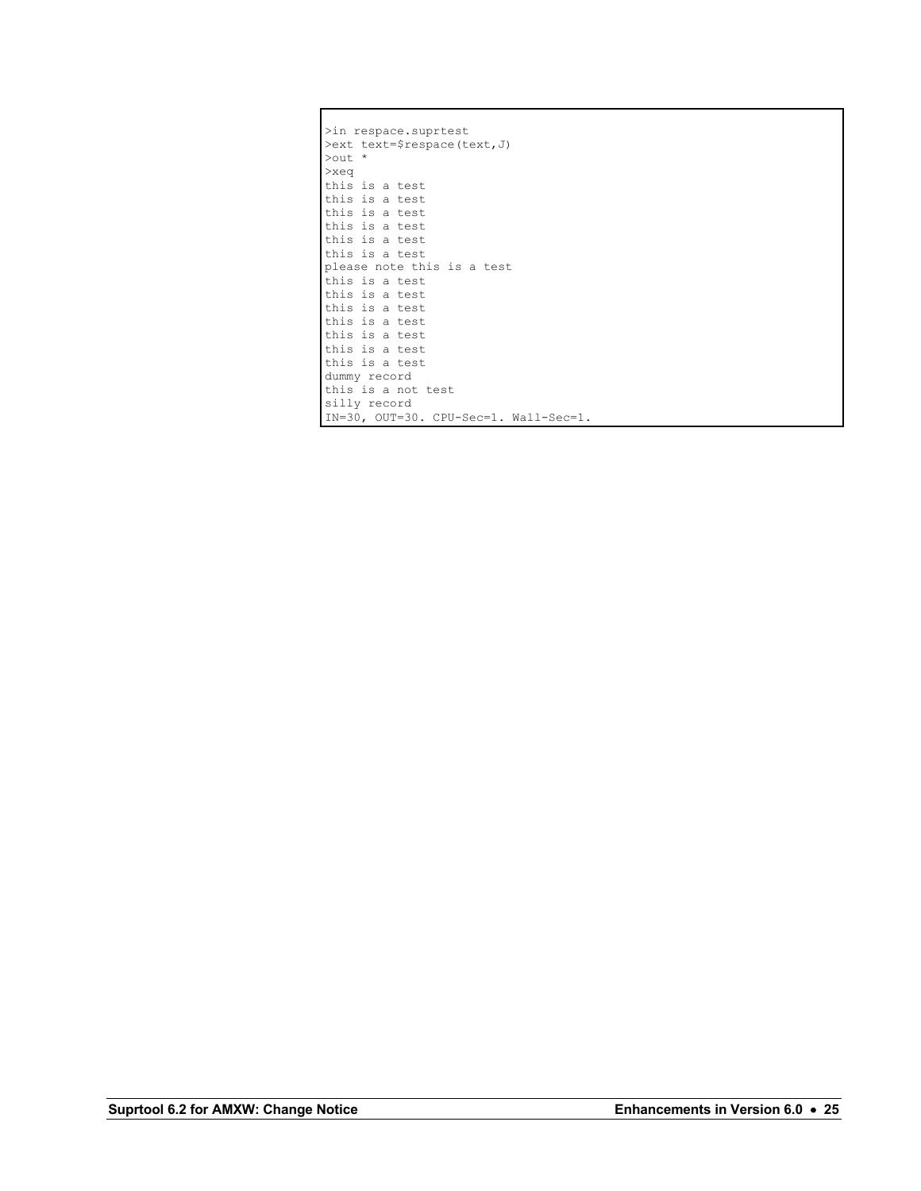```
>in respace.suprtest
>ext text=$respace(text,J)
>out *
>xeq
this is a test
this is a test
this is a test
this is a test
this is a test
this is a test
please note this is a test
this is a test
this is a test
this is a test
this is a test
this is a test
this is a test
this is a test
dummy record
this is a not test
silly record
IN=30, OUT=30. CPU-Sec=1. Wall-Sec=1.
```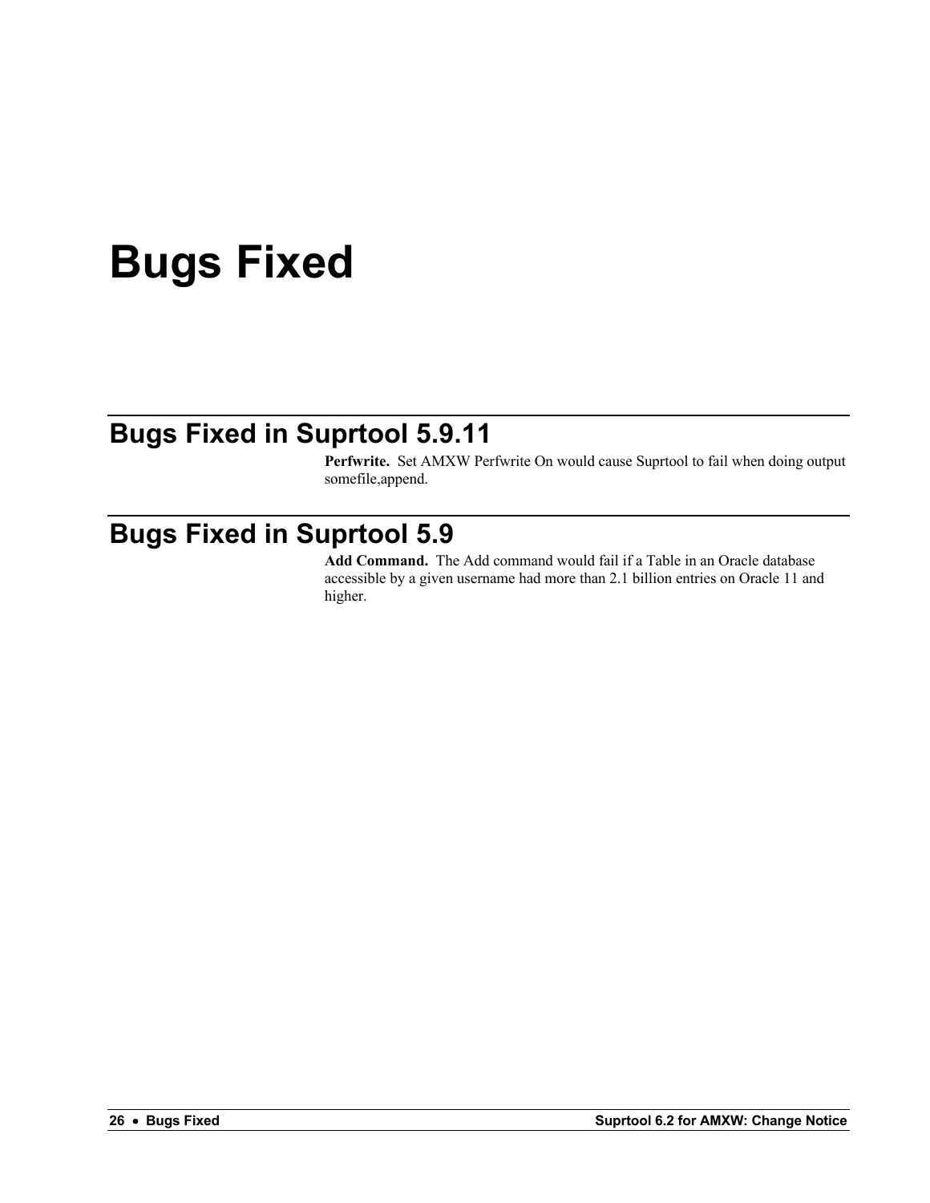# Bugs Fixed

## Bugs Fixed in Suprtool 5.9.11

**Perfwrite.** Set AMXW Perfwrite On would cause Suprtool to fail when doing output somefile,append.

## Bugs Fixed in Suprtool 5.9

**Add Command.** The Add command would fail if a Table in an Oracle database accessible by a given username had more than 2.1 billion entries on Oracle 11 and higher.